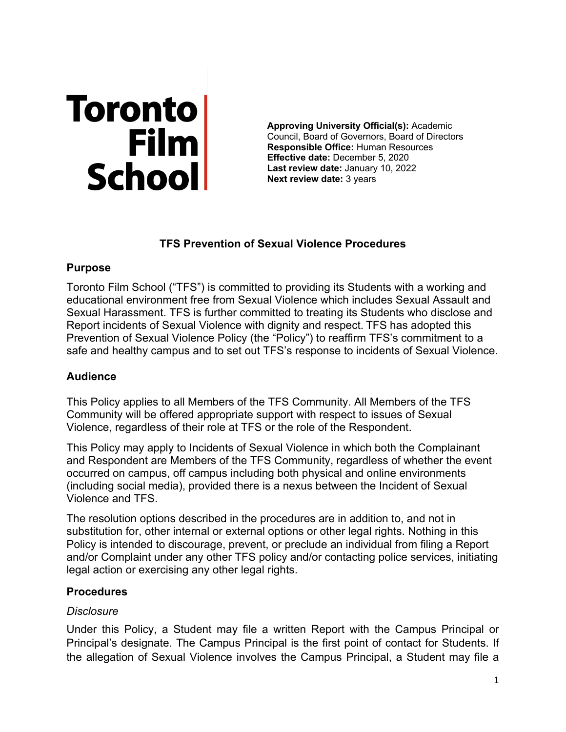**Toronto Film School**

**Approving University Official(s):** Academic Council, Board of Governors, Board of Directors
**Responsible Office:** Human Resources
**Effective date:** December 5, 2020
**Last review date:** January 10, 2022
**Next review date:** 3 years

# TFS Prevention of Sexual Violence Procedures

## Purpose

Toronto Film School ("TFS") is committed to providing its Students with a working and educational environment free from Sexual Violence which includes Sexual Assault and Sexual Harassment. TFS is further committed to treating its Students who disclose and Report incidents of Sexual Violence with dignity and respect. TFS has adopted this Prevention of Sexual Violence Policy (the "Policy") to reaffirm TFS's commitment to a safe and healthy campus and to set out TFS's response to incidents of Sexual Violence.

## Audience

This Policy applies to all Members of the TFS Community. All Members of the TFS Community will be offered appropriate support with respect to issues of Sexual Violence, regardless of their role at TFS or the role of the Respondent.

This Policy may apply to Incidents of Sexual Violence in which both the Complainant and Respondent are Members of the TFS Community, regardless of whether the event occurred on campus, off campus including both physical and online environments (including social media), provided there is a nexus between the Incident of Sexual Violence and TFS.

The resolution options described in the procedures are in addition to, and not in substitution for, other internal or external options or other legal rights. Nothing in this Policy is intended to discourage, prevent, or preclude an individual from filing a Report and/or Complaint under any other TFS policy and/or contacting police services, initiating legal action or exercising any other legal rights.

## Procedures

### *Disclosure*

Under this Policy, a Student may file a written Report with the Campus Principal or Principal's designate. The Campus Principal is the first point of contact for Students. If the allegation of Sexual Violence involves the Campus Principal, a Student may file a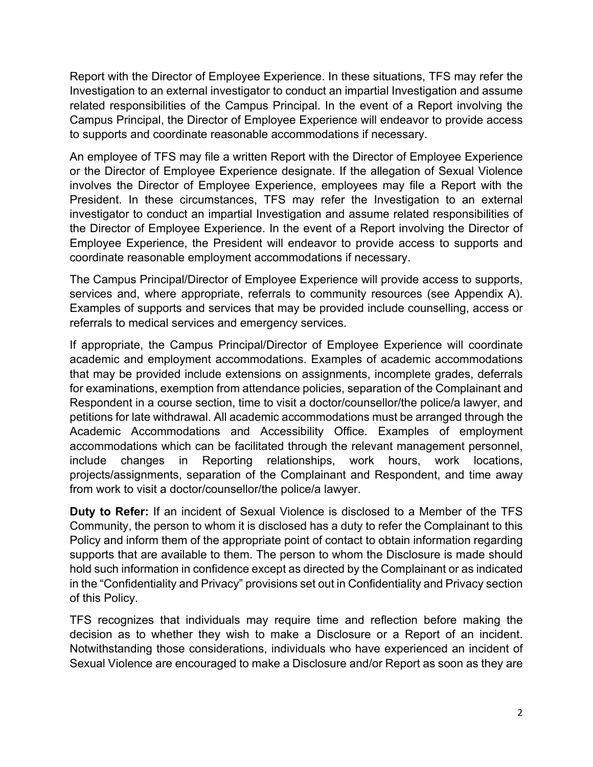Report with the Director of Employee Experience. In these situations, TFS may refer the Investigation to an external investigator to conduct an impartial Investigation and assume related responsibilities of the Campus Principal. In the event of a Report involving the Campus Principal, the Director of Employee Experience will endeavor to provide access to supports and coordinate reasonable accommodations if necessary.

An employee of TFS may file a written Report with the Director of Employee Experience or the Director of Employee Experience designate. If the allegation of Sexual Violence involves the Director of Employee Experience, employees may file a Report with the President. In these circumstances, TFS may refer the Investigation to an external investigator to conduct an impartial Investigation and assume related responsibilities of the Director of Employee Experience. In the event of a Report involving the Director of Employee Experience, the President will endeavor to provide access to supports and coordinate reasonable employment accommodations if necessary.

The Campus Principal/Director of Employee Experience will provide access to supports, services and, where appropriate, referrals to community resources (see Appendix A). Examples of supports and services that may be provided include counselling, access or referrals to medical services and emergency services.

If appropriate, the Campus Principal/Director of Employee Experience will coordinate academic and employment accommodations. Examples of academic accommodations that may be provided include extensions on assignments, incomplete grades, deferrals for examinations, exemption from attendance policies, separation of the Complainant and Respondent in a course section, time to visit a doctor/counsellor/the police/a lawyer, and petitions for late withdrawal. All academic accommodations must be arranged through the Academic Accommodations and Accessibility Office. Examples of employment accommodations which can be facilitated through the relevant management personnel, include changes in Reporting relationships, work hours, work locations, projects/assignments, separation of the Complainant and Respondent, and time away from work to visit a doctor/counsellor/the police/a lawyer.

**Duty to Refer:** If an incident of Sexual Violence is disclosed to a Member of the TFS Community, the person to whom it is disclosed has a duty to refer the Complainant to this Policy and inform them of the appropriate point of contact to obtain information regarding supports that are available to them. The person to whom the Disclosure is made should hold such information in confidence except as directed by the Complainant or as indicated in the "Confidentiality and Privacy" provisions set out in Confidentiality and Privacy section of this Policy.

TFS recognizes that individuals may require time and reflection before making the decision as to whether they wish to make a Disclosure or a Report of an incident. Notwithstanding those considerations, individuals who have experienced an incident of Sexual Violence are encouraged to make a Disclosure and/or Report as soon as they are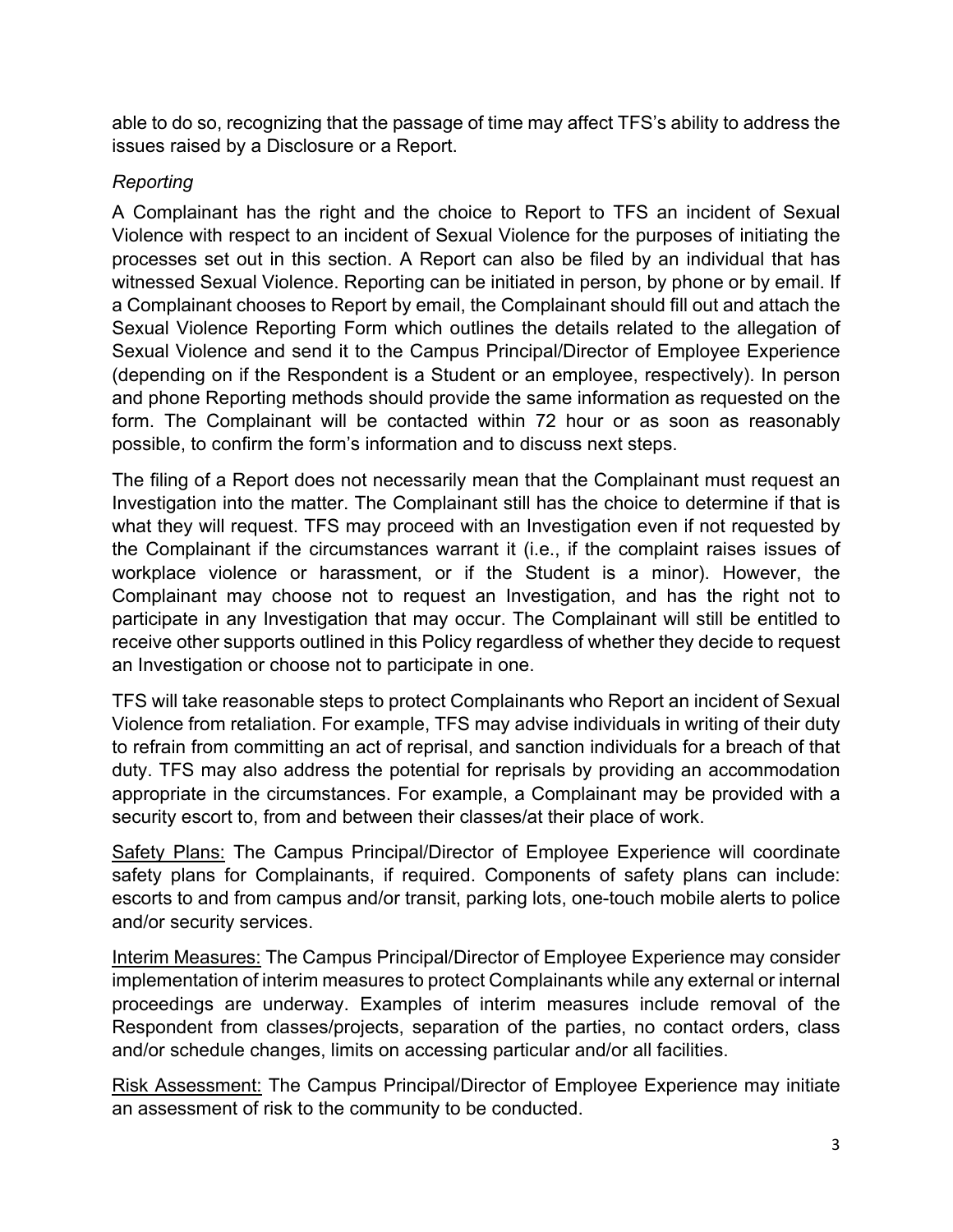able to do so, recognizing that the passage of time may affect TFS's ability to address the issues raised by a Disclosure or a Report.

*Reporting*

A Complainant has the right and the choice to Report to TFS an incident of Sexual Violence with respect to an incident of Sexual Violence for the purposes of initiating the processes set out in this section. A Report can also be filed by an individual that has witnessed Sexual Violence. Reporting can be initiated in person, by phone or by email. If a Complainant chooses to Report by email, the Complainant should fill out and attach the Sexual Violence Reporting Form which outlines the details related to the allegation of Sexual Violence and send it to the Campus Principal/Director of Employee Experience (depending on if the Respondent is a Student or an employee, respectively). In person and phone Reporting methods should provide the same information as requested on the form. The Complainant will be contacted within 72 hour or as soon as reasonably possible, to confirm the form's information and to discuss next steps.

The filing of a Report does not necessarily mean that the Complainant must request an Investigation into the matter. The Complainant still has the choice to determine if that is what they will request. TFS may proceed with an Investigation even if not requested by the Complainant if the circumstances warrant it (i.e., if the complaint raises issues of workplace violence or harassment, or if the Student is a minor). However, the Complainant may choose not to request an Investigation, and has the right not to participate in any Investigation that may occur. The Complainant will still be entitled to receive other supports outlined in this Policy regardless of whether they decide to request an Investigation or choose not to participate in one.

TFS will take reasonable steps to protect Complainants who Report an incident of Sexual Violence from retaliation. For example, TFS may advise individuals in writing of their duty to refrain from committing an act of reprisal, and sanction individuals for a breach of that duty. TFS may also address the potential for reprisals by providing an accommodation appropriate in the circumstances. For example, a Complainant may be provided with a security escort to, from and between their classes/at their place of work.

<u>Safety Plans:</u> The Campus Principal/Director of Employee Experience will coordinate safety plans for Complainants, if required. Components of safety plans can include: escorts to and from campus and/or transit, parking lots, one-touch mobile alerts to police and/or security services.

<u>Interim Measures:</u> The Campus Principal/Director of Employee Experience may consider implementation of interim measures to protect Complainants while any external or internal proceedings are underway. Examples of interim measures include removal of the Respondent from classes/projects, separation of the parties, no contact orders, class and/or schedule changes, limits on accessing particular and/or all facilities.

<u>Risk Assessment:</u> The Campus Principal/Director of Employee Experience may initiate an assessment of risk to the community to be conducted.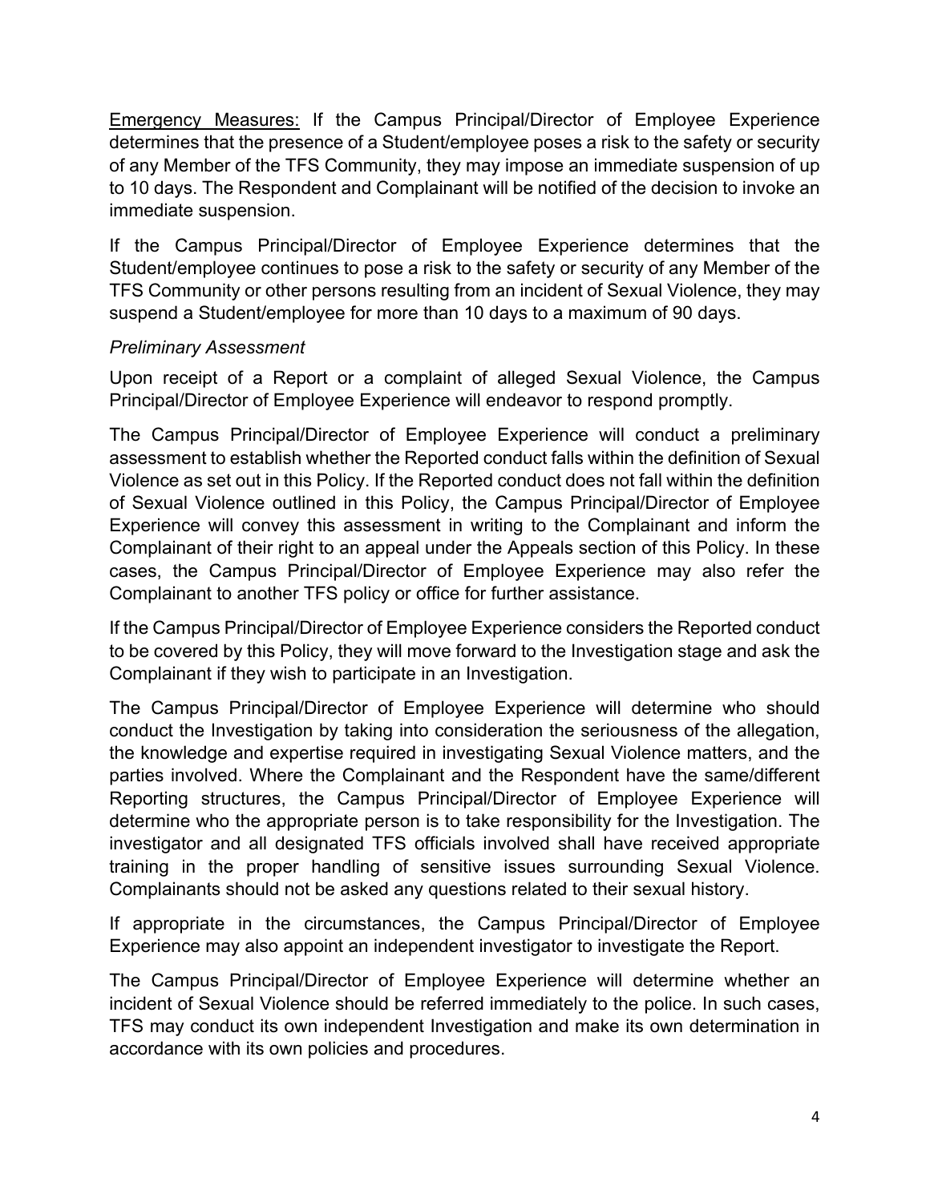<u>Emergency Measures:</u> If the Campus Principal/Director of Employee Experience determines that the presence of a Student/employee poses a risk to the safety or security of any Member of the TFS Community, they may impose an immediate suspension of up to 10 days. The Respondent and Complainant will be notified of the decision to invoke an immediate suspension.

If the Campus Principal/Director of Employee Experience determines that the Student/employee continues to pose a risk to the safety or security of any Member of the TFS Community or other persons resulting from an incident of Sexual Violence, they may suspend a Student/employee for more than 10 days to a maximum of 90 days.

*Preliminary Assessment*

Upon receipt of a Report or a complaint of alleged Sexual Violence, the Campus Principal/Director of Employee Experience will endeavor to respond promptly.

The Campus Principal/Director of Employee Experience will conduct a preliminary assessment to establish whether the Reported conduct falls within the definition of Sexual Violence as set out in this Policy. If the Reported conduct does not fall within the definition of Sexual Violence outlined in this Policy, the Campus Principal/Director of Employee Experience will convey this assessment in writing to the Complainant and inform the Complainant of their right to an appeal under the Appeals section of this Policy. In these cases, the Campus Principal/Director of Employee Experience may also refer the Complainant to another TFS policy or office for further assistance.

If the Campus Principal/Director of Employee Experience considers the Reported conduct to be covered by this Policy, they will move forward to the Investigation stage and ask the Complainant if they wish to participate in an Investigation.

The Campus Principal/Director of Employee Experience will determine who should conduct the Investigation by taking into consideration the seriousness of the allegation, the knowledge and expertise required in investigating Sexual Violence matters, and the parties involved. Where the Complainant and the Respondent have the same/different Reporting structures, the Campus Principal/Director of Employee Experience will determine who the appropriate person is to take responsibility for the Investigation. The investigator and all designated TFS officials involved shall have received appropriate training in the proper handling of sensitive issues surrounding Sexual Violence. Complainants should not be asked any questions related to their sexual history.

If appropriate in the circumstances, the Campus Principal/Director of Employee Experience may also appoint an independent investigator to investigate the Report.

The Campus Principal/Director of Employee Experience will determine whether an incident of Sexual Violence should be referred immediately to the police. In such cases, TFS may conduct its own independent Investigation and make its own determination in accordance with its own policies and procedures.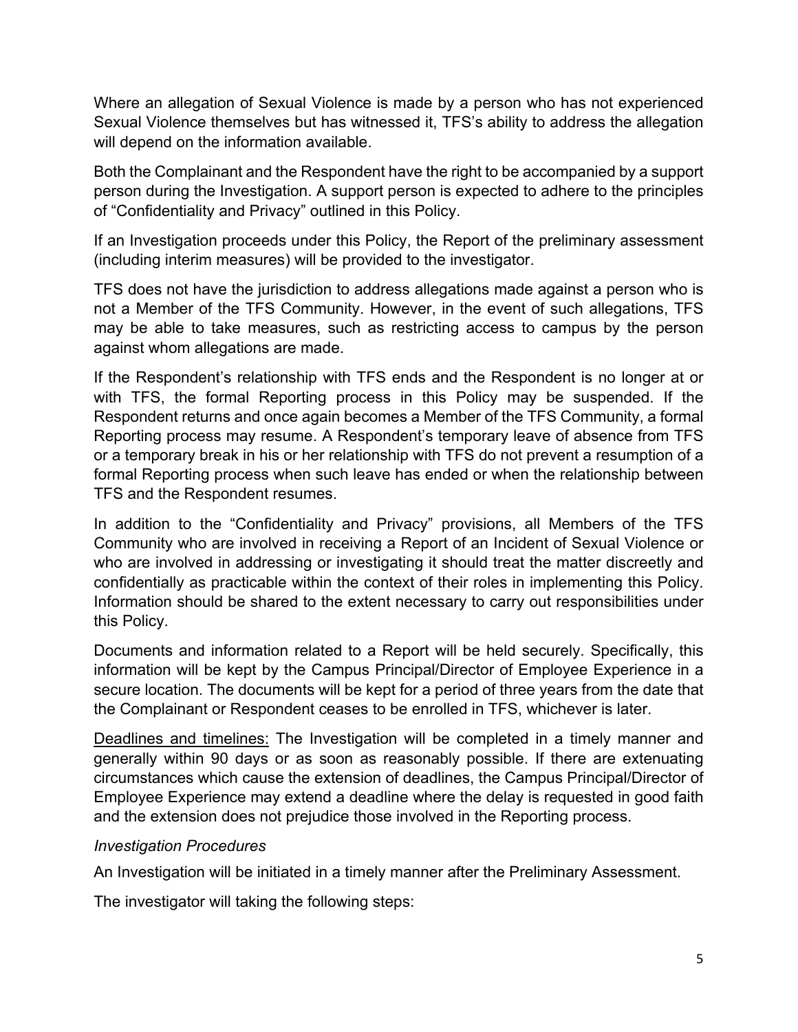Where an allegation of Sexual Violence is made by a person who has not experienced Sexual Violence themselves but has witnessed it, TFS's ability to address the allegation will depend on the information available.

Both the Complainant and the Respondent have the right to be accompanied by a support person during the Investigation. A support person is expected to adhere to the principles of "Confidentiality and Privacy" outlined in this Policy.

If an Investigation proceeds under this Policy, the Report of the preliminary assessment (including interim measures) will be provided to the investigator.

TFS does not have the jurisdiction to address allegations made against a person who is not a Member of the TFS Community. However, in the event of such allegations, TFS may be able to take measures, such as restricting access to campus by the person against whom allegations are made.

If the Respondent's relationship with TFS ends and the Respondent is no longer at or with TFS, the formal Reporting process in this Policy may be suspended. If the Respondent returns and once again becomes a Member of the TFS Community, a formal Reporting process may resume. A Respondent's temporary leave of absence from TFS or a temporary break in his or her relationship with TFS do not prevent a resumption of a formal Reporting process when such leave has ended or when the relationship between TFS and the Respondent resumes.

In addition to the "Confidentiality and Privacy" provisions, all Members of the TFS Community who are involved in receiving a Report of an Incident of Sexual Violence or who are involved in addressing or investigating it should treat the matter discreetly and confidentially as practicable within the context of their roles in implementing this Policy. Information should be shared to the extent necessary to carry out responsibilities under this Policy.

Documents and information related to a Report will be held securely. Specifically, this information will be kept by the Campus Principal/Director of Employee Experience in a secure location. The documents will be kept for a period of three years from the date that the Complainant or Respondent ceases to be enrolled in TFS, whichever is later.

<u>Deadlines and timelines:</u> The Investigation will be completed in a timely manner and generally within 90 days or as soon as reasonably possible. If there are extenuating circumstances which cause the extension of deadlines, the Campus Principal/Director of Employee Experience may extend a deadline where the delay is requested in good faith and the extension does not prejudice those involved in the Reporting process.

*Investigation Procedures*

An Investigation will be initiated in a timely manner after the Preliminary Assessment.

The investigator will taking the following steps: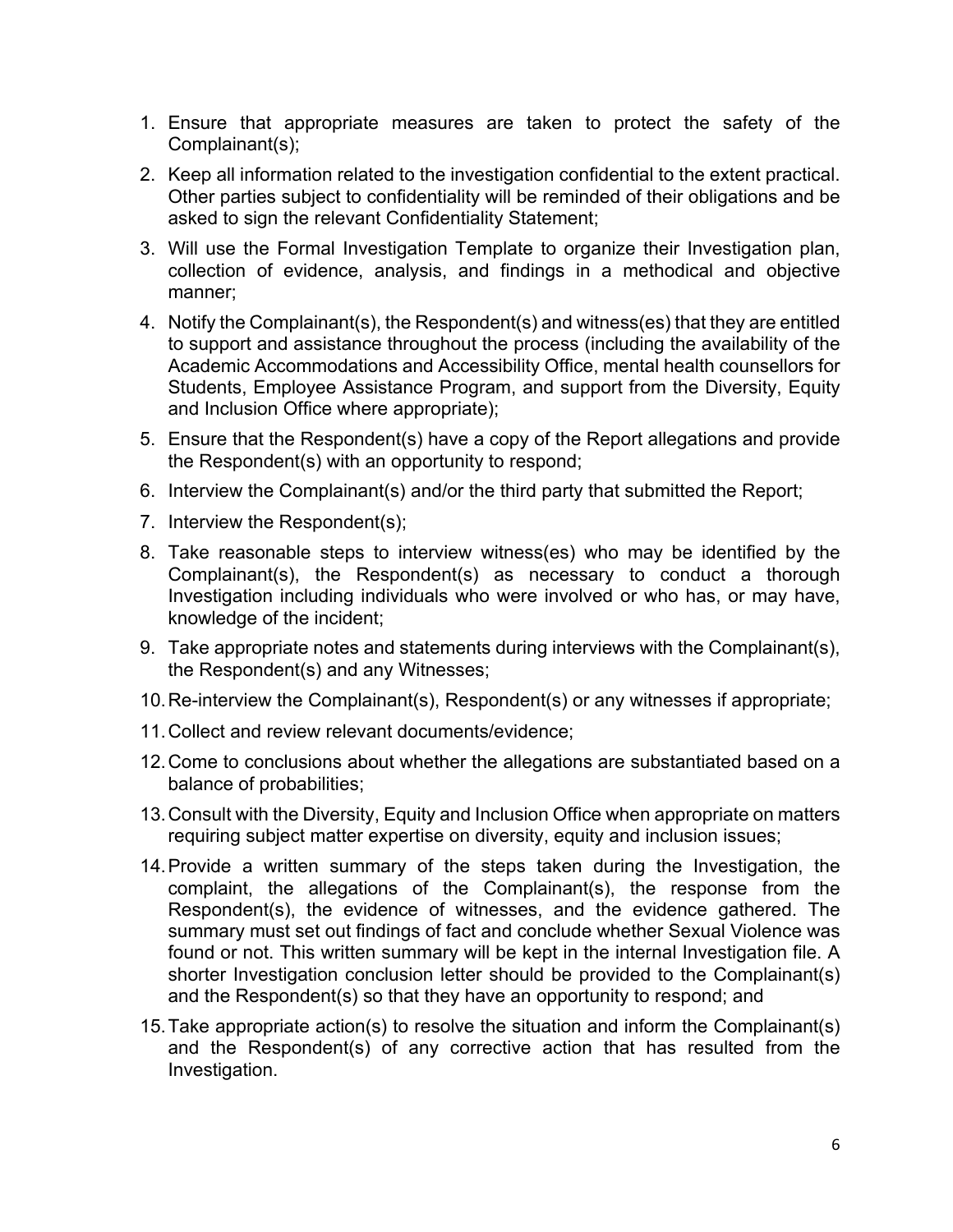1. Ensure that appropriate measures are taken to protect the safety of the Complainant(s);
2. Keep all information related to the investigation confidential to the extent practical. Other parties subject to confidentiality will be reminded of their obligations and be asked to sign the relevant Confidentiality Statement;
3. Will use the Formal Investigation Template to organize their Investigation plan, collection of evidence, analysis, and findings in a methodical and objective manner;
4. Notify the Complainant(s), the Respondent(s) and witness(es) that they are entitled to support and assistance throughout the process (including the availability of the Academic Accommodations and Accessibility Office, mental health counsellors for Students, Employee Assistance Program, and support from the Diversity, Equity and Inclusion Office where appropriate);
5. Ensure that the Respondent(s) have a copy of the Report allegations and provide the Respondent(s) with an opportunity to respond;
6. Interview the Complainant(s) and/or the third party that submitted the Report;
7. Interview the Respondent(s);
8. Take reasonable steps to interview witness(es) who may be identified by the Complainant(s), the Respondent(s) as necessary to conduct a thorough Investigation including individuals who were involved or who has, or may have, knowledge of the incident;
9. Take appropriate notes and statements during interviews with the Complainant(s), the Respondent(s) and any Witnesses;
10. Re-interview the Complainant(s), Respondent(s) or any witnesses if appropriate;
11. Collect and review relevant documents/evidence;
12. Come to conclusions about whether the allegations are substantiated based on a balance of probabilities;
13. Consult with the Diversity, Equity and Inclusion Office when appropriate on matters requiring subject matter expertise on diversity, equity and inclusion issues;
14. Provide a written summary of the steps taken during the Investigation, the complaint, the allegations of the Complainant(s), the response from the Respondent(s), the evidence of witnesses, and the evidence gathered. The summary must set out findings of fact and conclude whether Sexual Violence was found or not. This written summary will be kept in the internal Investigation file. A shorter Investigation conclusion letter should be provided to the Complainant(s) and the Respondent(s) so that they have an opportunity to respond; and
15. Take appropriate action(s) to resolve the situation and inform the Complainant(s) and the Respondent(s) of any corrective action that has resulted from the Investigation.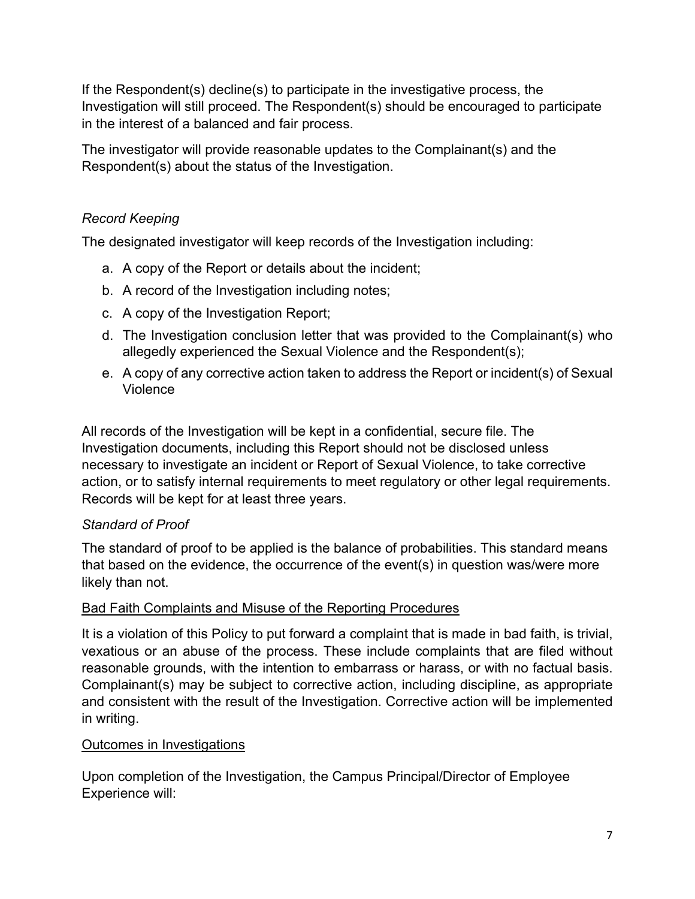If the Respondent(s) decline(s) to participate in the investigative process, the Investigation will still proceed. The Respondent(s) should be encouraged to participate in the interest of a balanced and fair process.

The investigator will provide reasonable updates to the Complainant(s) and the Respondent(s) about the status of the Investigation.

*Record Keeping*

The designated investigator will keep records of the Investigation including:

a. A copy of the Report or details about the incident;
b. A record of the Investigation including notes;
c. A copy of the Investigation Report;
d. The Investigation conclusion letter that was provided to the Complainant(s) who allegedly experienced the Sexual Violence and the Respondent(s);
e. A copy of any corrective action taken to address the Report or incident(s) of Sexual Violence

All records of the Investigation will be kept in a confidential, secure file. The Investigation documents, including this Report should not be disclosed unless necessary to investigate an incident or Report of Sexual Violence, to take corrective action, or to satisfy internal requirements to meet regulatory or other legal requirements. Records will be kept for at least three years.

*Standard of Proof*

The standard of proof to be applied is the balance of probabilities. This standard means that based on the evidence, the occurrence of the event(s) in question was/were more likely than not.

<u>Bad Faith Complaints and Misuse of the Reporting Procedures</u>

It is a violation of this Policy to put forward a complaint that is made in bad faith, is trivial, vexatious or an abuse of the process. These include complaints that are filed without reasonable grounds, with the intention to embarrass or harass, or with no factual basis. Complainant(s) may be subject to corrective action, including discipline, as appropriate and consistent with the result of the Investigation. Corrective action will be implemented in writing.

<u>Outcomes in Investigations</u>

Upon completion of the Investigation, the Campus Principal/Director of Employee Experience will: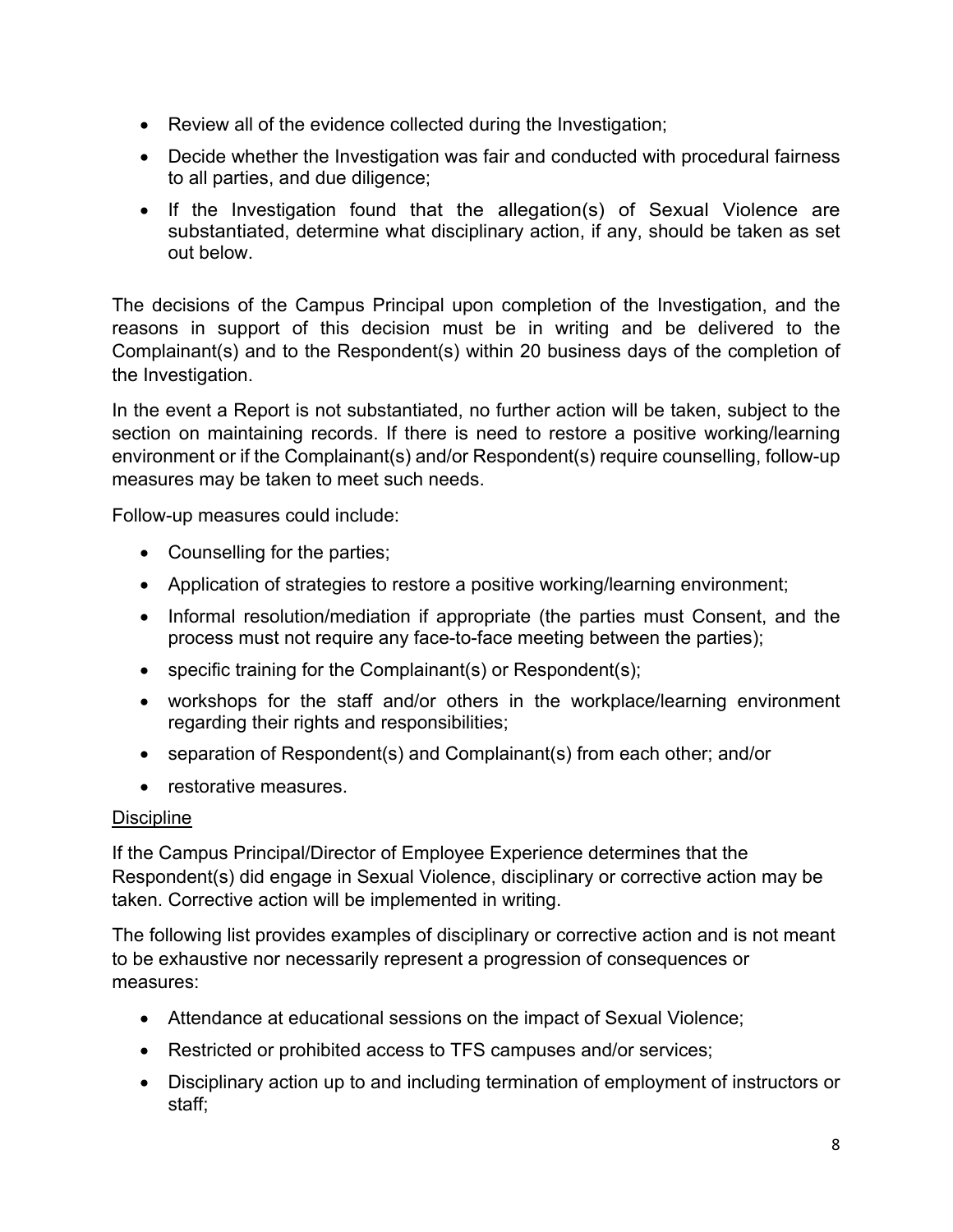- Review all of the evidence collected during the Investigation;
- Decide whether the Investigation was fair and conducted with procedural fairness to all parties, and due diligence;
- If the Investigation found that the allegation(s) of Sexual Violence are substantiated, determine what disciplinary action, if any, should be taken as set out below.

The decisions of the Campus Principal upon completion of the Investigation, and the reasons in support of this decision must be in writing and be delivered to the Complainant(s) and to the Respondent(s) within 20 business days of the completion of the Investigation.

In the event a Report is not substantiated, no further action will be taken, subject to the section on maintaining records. If there is need to restore a positive working/learning environment or if the Complainant(s) and/or Respondent(s) require counselling, follow-up measures may be taken to meet such needs.

Follow-up measures could include:

- Counselling for the parties;
- Application of strategies to restore a positive working/learning environment;
- Informal resolution/mediation if appropriate (the parties must Consent, and the process must not require any face-to-face meeting between the parties);
- specific training for the Complainant(s) or Respondent(s);
- workshops for the staff and/or others in the workplace/learning environment regarding their rights and responsibilities;
- separation of Respondent(s) and Complainant(s) from each other; and/or
- restorative measures.

<u>Discipline</u>

If the Campus Principal/Director of Employee Experience determines that the Respondent(s) did engage in Sexual Violence, disciplinary or corrective action may be taken. Corrective action will be implemented in writing.

The following list provides examples of disciplinary or corrective action and is not meant to be exhaustive nor necessarily represent a progression of consequences or measures:

- Attendance at educational sessions on the impact of Sexual Violence;
- Restricted or prohibited access to TFS campuses and/or services;
- Disciplinary action up to and including termination of employment of instructors or staff;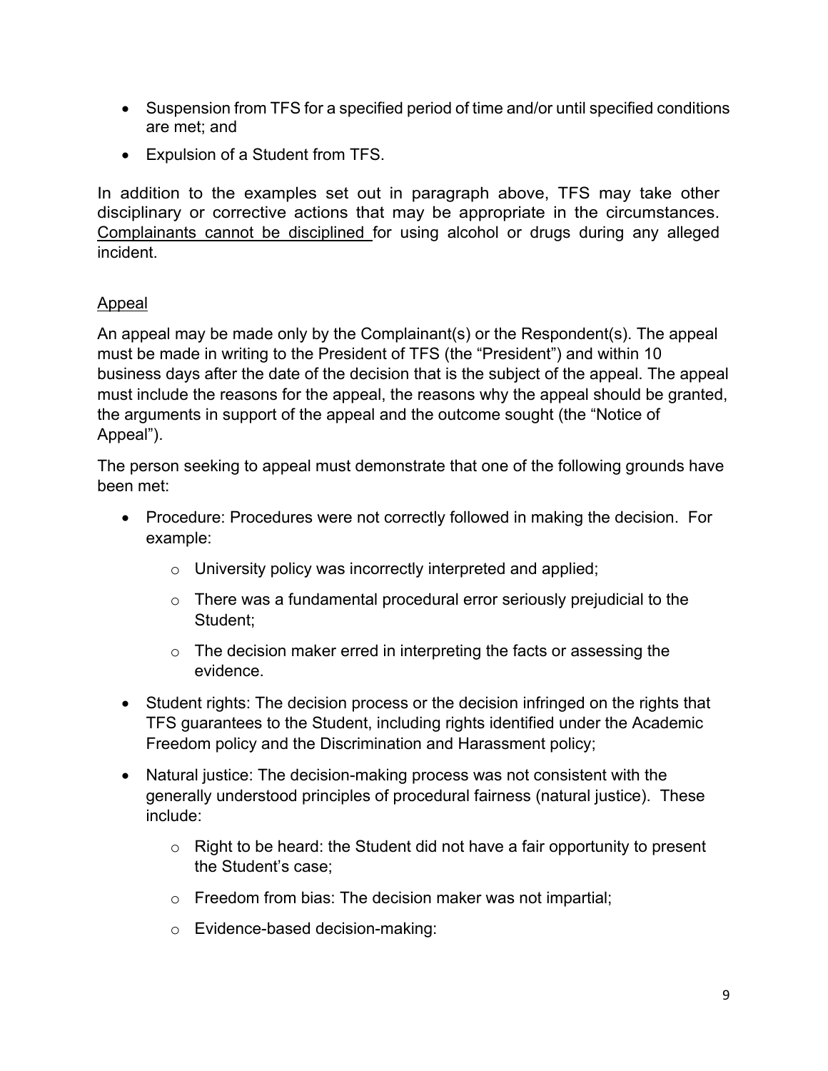- Suspension from TFS for a specified period of time and/or until specified conditions are met; and
- Expulsion of a Student from TFS.

In addition to the examples set out in paragraph above, TFS may take other disciplinary or corrective actions that may be appropriate in the circumstances. <u>Complainants cannot be disciplined</u> for using alcohol or drugs during any alleged incident.

<u>Appeal</u>

An appeal may be made only by the Complainant(s) or the Respondent(s). The appeal must be made in writing to the President of TFS (the "President") and within 10 business days after the date of the decision that is the subject of the appeal. The appeal must include the reasons for the appeal, the reasons why the appeal should be granted, the arguments in support of the appeal and the outcome sought (the "Notice of Appeal").

The person seeking to appeal must demonstrate that one of the following grounds have been met:

- Procedure: Procedures were not correctly followed in making the decision. For example:
  - University policy was incorrectly interpreted and applied;
  - There was a fundamental procedural error seriously prejudicial to the Student;
  - The decision maker erred in interpreting the facts or assessing the evidence.
- Student rights: The decision process or the decision infringed on the rights that TFS guarantees to the Student, including rights identified under the Academic Freedom policy and the Discrimination and Harassment policy;
- Natural justice: The decision-making process was not consistent with the generally understood principles of procedural fairness (natural justice). These include:
  - Right to be heard: the Student did not have a fair opportunity to present the Student's case;
  - Freedom from bias: The decision maker was not impartial;
  - Evidence-based decision-making: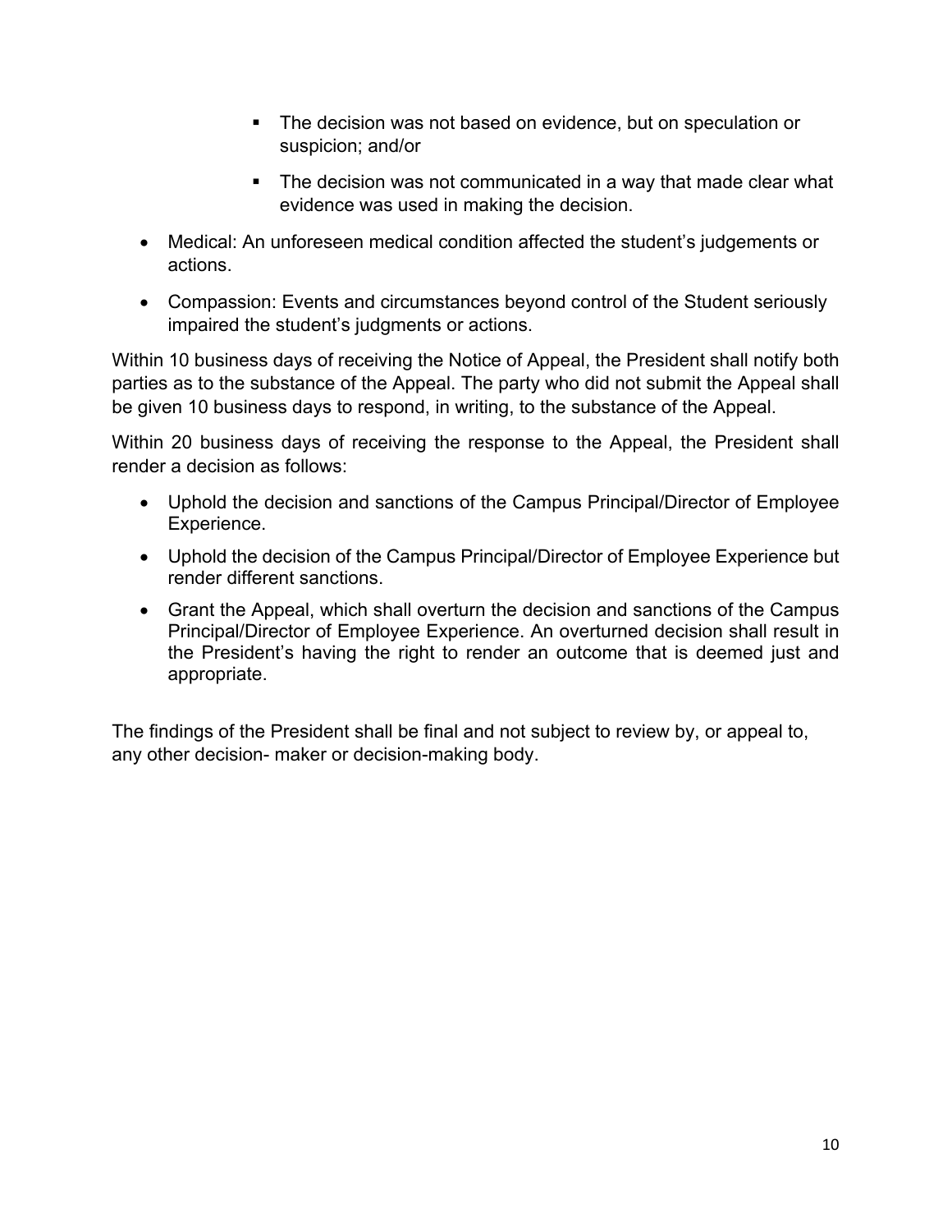- The decision was not based on evidence, but on speculation or suspicion; and/or
    - The decision was not communicated in a way that made clear what evidence was used in making the decision.
- Medical: An unforeseen medical condition affected the student's judgements or actions.
- Compassion: Events and circumstances beyond control of the Student seriously impaired the student's judgments or actions.

Within 10 business days of receiving the Notice of Appeal, the President shall notify both parties as to the substance of the Appeal. The party who did not submit the Appeal shall be given 10 business days to respond, in writing, to the substance of the Appeal.

Within 20 business days of receiving the response to the Appeal, the President shall render a decision as follows:

- Uphold the decision and sanctions of the Campus Principal/Director of Employee Experience.
- Uphold the decision of the Campus Principal/Director of Employee Experience but render different sanctions.
- Grant the Appeal, which shall overturn the decision and sanctions of the Campus Principal/Director of Employee Experience. An overturned decision shall result in the President's having the right to render an outcome that is deemed just and appropriate.

The findings of the President shall be final and not subject to review by, or appeal to, any other decision- maker or decision-making body.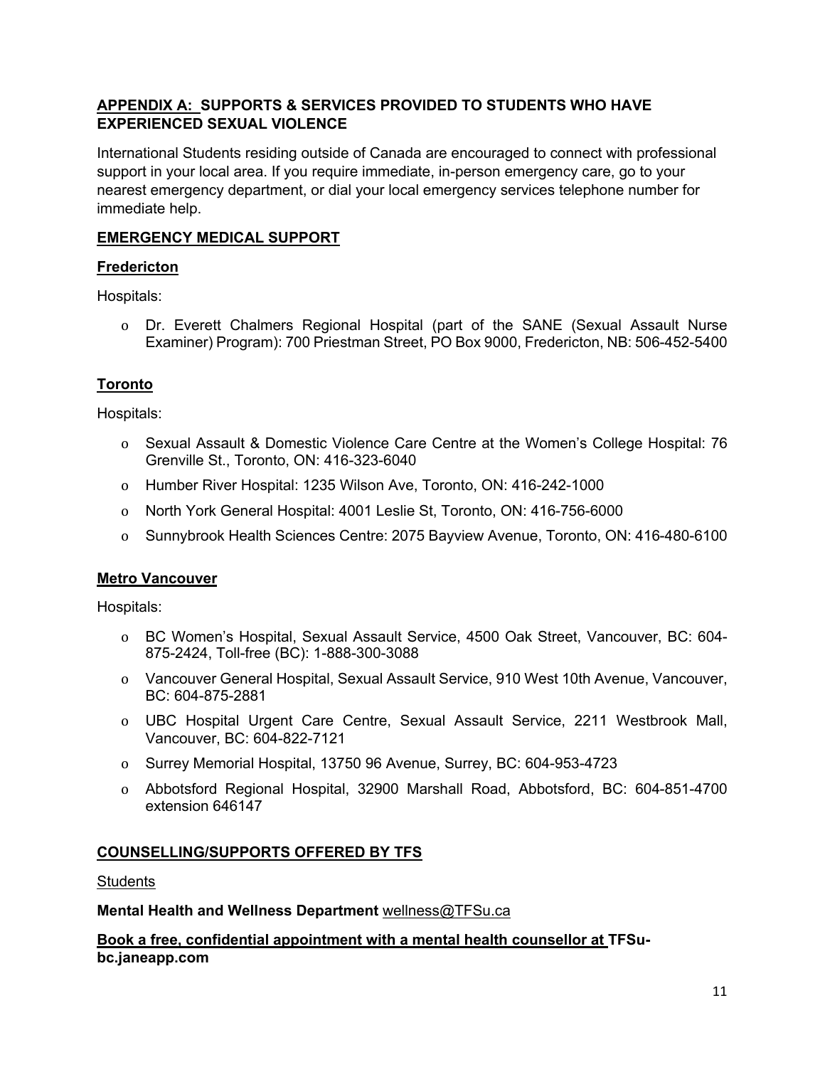## APPENDIX A: SUPPORTS & SERVICES PROVIDED TO STUDENTS WHO HAVE EXPERIENCED SEXUAL VIOLENCE

International Students residing outside of Canada are encouraged to connect with professional support in your local area. If you require immediate, in-person emergency care, go to your nearest emergency department, or dial your local emergency services telephone number for immediate help.

### EMERGENCY MEDICAL SUPPORT

#### Fredericton

Hospitals:

- Dr. Everett Chalmers Regional Hospital (part of the SANE (Sexual Assault Nurse Examiner) Program): 700 Priestman Street, PO Box 9000, Fredericton, NB: 506-452-5400

#### Toronto

Hospitals:

- Sexual Assault & Domestic Violence Care Centre at the Women's College Hospital: 76 Grenville St., Toronto, ON: 416-323-6040
- Humber River Hospital: 1235 Wilson Ave, Toronto, ON: 416-242-1000
- North York General Hospital: 4001 Leslie St, Toronto, ON: 416-756-6000
- Sunnybrook Health Sciences Centre: 2075 Bayview Avenue, Toronto, ON: 416-480-6100

#### Metro Vancouver

Hospitals:

- BC Women's Hospital, Sexual Assault Service, 4500 Oak Street, Vancouver, BC: 604-875-2424, Toll-free (BC): 1-888-300-3088
- Vancouver General Hospital, Sexual Assault Service, 910 West 10th Avenue, Vancouver, BC: 604-875-2881
- UBC Hospital Urgent Care Centre, Sexual Assault Service, 2211 Westbrook Mall, Vancouver, BC: 604-822-7121
- Surrey Memorial Hospital, 13750 96 Avenue, Surrey, BC: 604-953-4723
- Abbotsford Regional Hospital, 32900 Marshall Road, Abbotsford, BC: 604-851-4700 extension 646147

### COUNSELLING/SUPPORTS OFFERED BY TFS

Students

**Mental Health and Wellness Department** wellness@TFSu.ca

**Book a free, confidential appointment with a mental health counsellor at TFSu-bc.janeapp.com**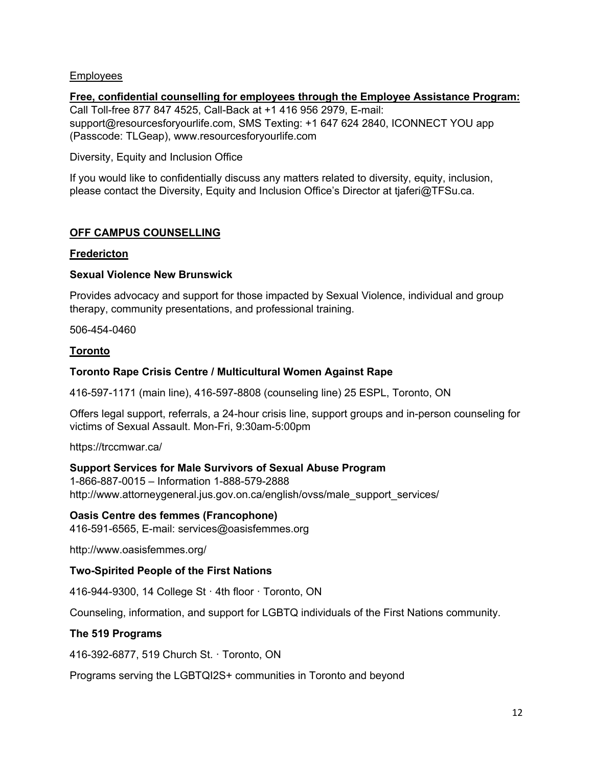Employees

**Free, confidential counselling for employees through the Employee Assistance Program:**
Call Toll-free 877 847 4525, Call-Back at +1 416 956 2979, E-mail: support@resourcesforyourlife.com, SMS Texting: +1 647 624 2840, ICONNECT YOU app (Passcode: TLGeap), www.resourcesforyourlife.com

Diversity, Equity and Inclusion Office

If you would like to confidentially discuss any matters related to diversity, equity, inclusion, please contact the Diversity, Equity and Inclusion Office's Director at tjaferi@TFSu.ca.

## OFF CAMPUS COUNSELLING

### Fredericton

**Sexual Violence New Brunswick**

Provides advocacy and support for those impacted by Sexual Violence, individual and group therapy, community presentations, and professional training.

506-454-0460

### Toronto

**Toronto Rape Crisis Centre / Multicultural Women Against Rape**

416-597-1171 (main line), 416-597-8808 (counseling line) 25 ESPL, Toronto, ON

Offers legal support, referrals, a 24-hour crisis line, support groups and in-person counseling for victims of Sexual Assault. Mon-Fri, 9:30am-5:00pm

https://trccmwar.ca/

**Support Services for Male Survivors of Sexual Abuse Program**
1-866-887-0015 – Information 1-888-579-2888
http://www.attorneygeneral.jus.gov.on.ca/english/ovss/male_support_services/

**Oasis Centre des femmes (Francophone)**
416-591-6565, E-mail: services@oasisfemmes.org

http://www.oasisfemmes.org/

**Two-Spirited People of the First Nations**

416-944-9300, 14 College St · 4th floor · Toronto, ON

Counseling, information, and support for LGBTQ individuals of the First Nations community.

**The 519 Programs**

416-392-6877, 519 Church St. · Toronto, ON

Programs serving the LGBTQI2S+ communities in Toronto and beyond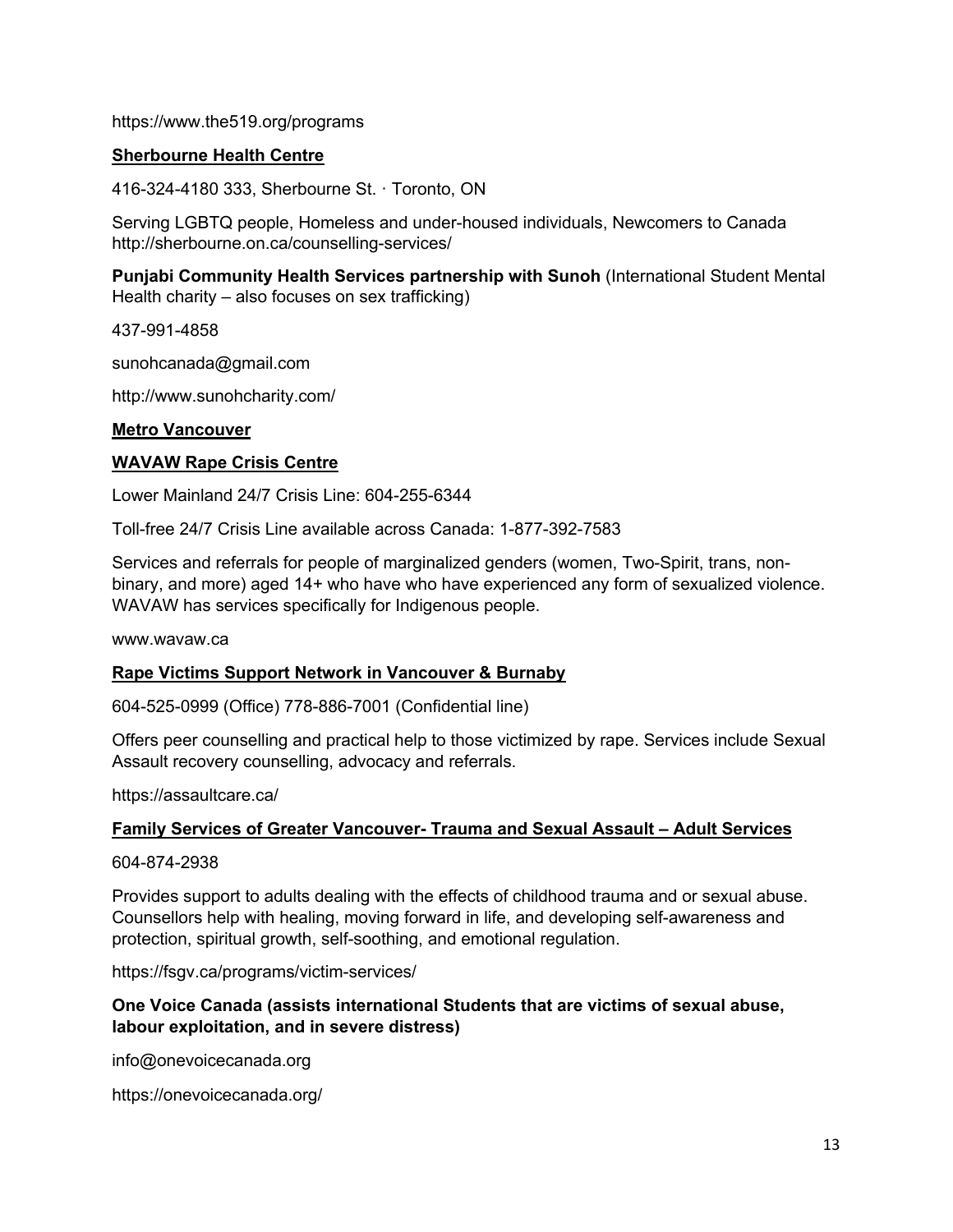https://www.the519.org/programs

**Sherbourne Health Centre**

416-324-4180 333, Sherbourne St. · Toronto, ON

Serving LGBTQ people, Homeless and under-housed individuals, Newcomers to Canada
http://sherbourne.on.ca/counselling-services/

**Punjabi Community Health Services partnership with Sunoh** (International Student Mental Health charity – also focuses on sex trafficking)

437-991-4858

sunohcanada@gmail.com

http://www.sunohcharity.com/

## Metro Vancouver

### WAVAW Rape Crisis Centre

Lower Mainland 24/7 Crisis Line: 604-255-6344

Toll-free 24/7 Crisis Line available across Canada: 1-877-392-7583

Services and referrals for people of marginalized genders (women, Two-Spirit, trans, non-binary, and more) aged 14+ who have who have experienced any form of sexualized violence. WAVAW has services specifically for Indigenous people.

www.wavaw.ca

### Rape Victims Support Network in Vancouver & Burnaby

604-525-0999 (Office) 778-886-7001 (Confidential line)

Offers peer counselling and practical help to those victimized by rape. Services include Sexual Assault recovery counselling, advocacy and referrals.

https://assaultcare.ca/

### Family Services of Greater Vancouver- Trauma and Sexual Assault – Adult Services

604-874-2938

Provides support to adults dealing with the effects of childhood trauma and or sexual abuse. Counsellors help with healing, moving forward in life, and developing self-awareness and protection, spiritual growth, self-soothing, and emotional regulation.

https://fsgv.ca/programs/victim-services/

**One Voice Canada (assists international Students that are victims of sexual abuse, labour exploitation, and in severe distress)**

info@onevoicecanada.org

https://onevoicecanada.org/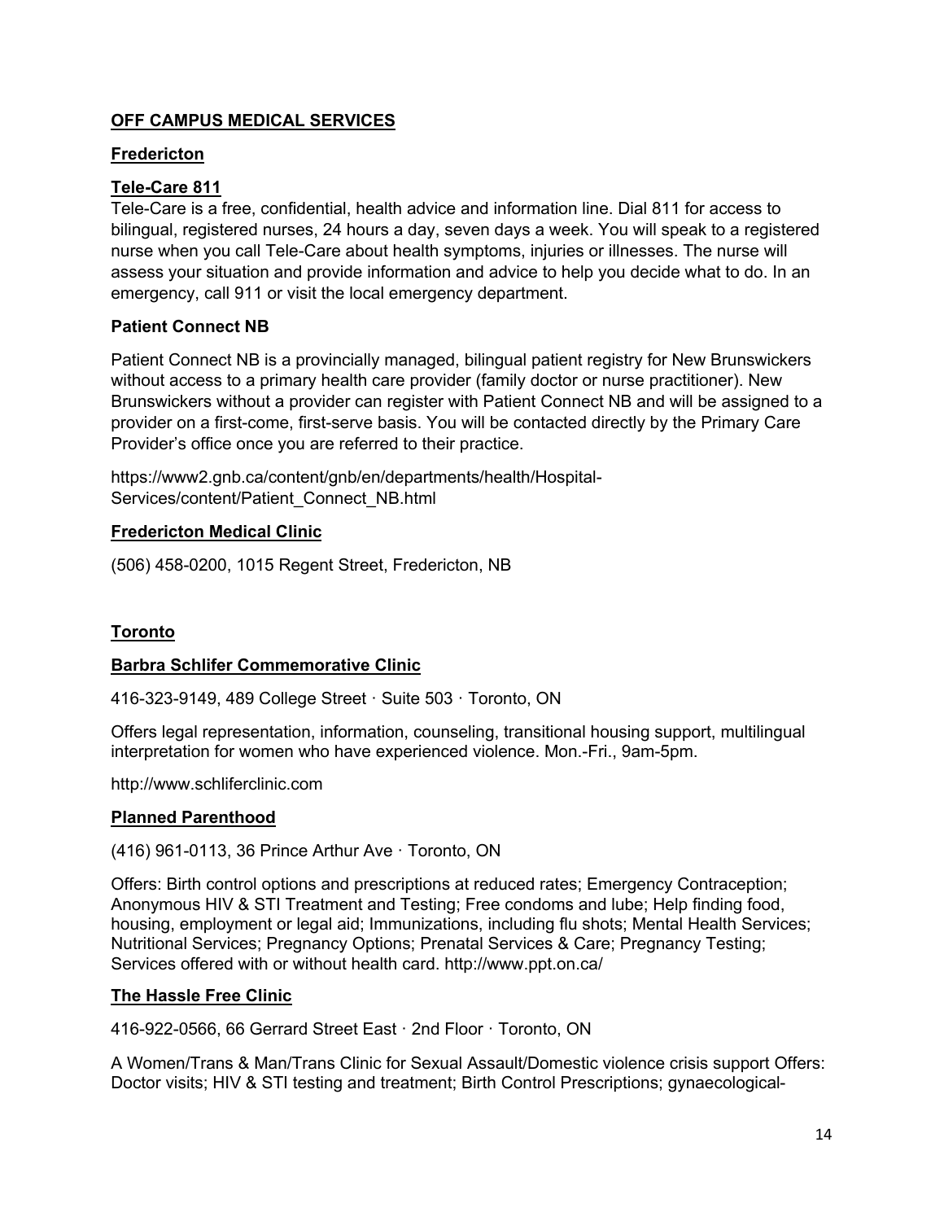**OFF CAMPUS MEDICAL SERVICES**

**Fredericton**

**Tele-Care 811**

Tele-Care is a free, confidential, health advice and information line. Dial 811 for access to bilingual, registered nurses, 24 hours a day, seven days a week. You will speak to a registered nurse when you call Tele-Care about health symptoms, injuries or illnesses. The nurse will assess your situation and provide information and advice to help you decide what to do. In an emergency, call 911 or visit the local emergency department.

**Patient Connect NB**

Patient Connect NB is a provincially managed, bilingual patient registry for New Brunswickers without access to a primary health care provider (family doctor or nurse practitioner). New Brunswickers without a provider can register with Patient Connect NB and will be assigned to a provider on a first-come, first-serve basis. You will be contacted directly by the Primary Care Provider's office once you are referred to their practice.

https://www2.gnb.ca/content/gnb/en/departments/health/Hospital-Services/content/Patient_Connect_NB.html

**Fredericton Medical Clinic**

(506) 458-0200, 1015 Regent Street, Fredericton, NB

**Toronto**

**Barbra Schlifer Commemorative Clinic**

416-323-9149, 489 College Street · Suite 503 · Toronto, ON

Offers legal representation, information, counseling, transitional housing support, multilingual interpretation for women who have experienced violence. Mon.-Fri., 9am-5pm.

http://www.schliferclinic.com

**Planned Parenthood**

(416) 961-0113, 36 Prince Arthur Ave · Toronto, ON

Offers: Birth control options and prescriptions at reduced rates; Emergency Contraception; Anonymous HIV & STI Treatment and Testing; Free condoms and lube; Help finding food, housing, employment or legal aid; Immunizations, including flu shots; Mental Health Services; Nutritional Services; Pregnancy Options; Prenatal Services & Care; Pregnancy Testing; Services offered with or without health card. http://www.ppt.on.ca/

**The Hassle Free Clinic**

416-922-0566, 66 Gerrard Street East · 2nd Floor · Toronto, ON

A Women/Trans & Man/Trans Clinic for Sexual Assault/Domestic violence crisis support Offers: Doctor visits; HIV & STI testing and treatment; Birth Control Prescriptions; gynaecological-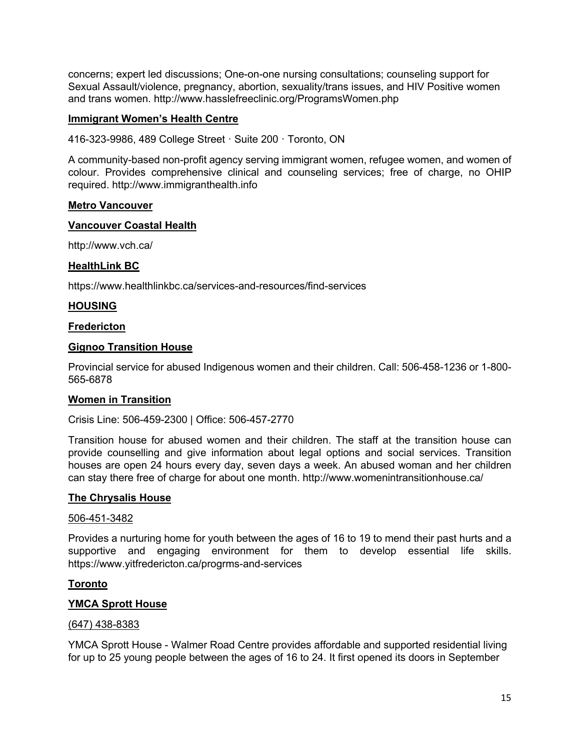concerns; expert led discussions; One-on-one nursing consultations; counseling support for Sexual Assault/violence, pregnancy, abortion, sexuality/trans issues, and HIV Positive women and trans women. http://www.hasslefreeclinic.org/ProgramsWomen.php

**Immigrant Women's Health Centre**

416-323-9986, 489 College Street · Suite 200 · Toronto, ON

A community-based non-profit agency serving immigrant women, refugee women, and women of colour. Provides comprehensive clinical and counseling services; free of charge, no OHIP required. http://www.immigranthealth.info

**Metro Vancouver**

**Vancouver Coastal Health**

http://www.vch.ca/

**HealthLink BC**

https://www.healthlinkbc.ca/services-and-resources/find-services

## HOUSING

**Fredericton**

**Gignoo Transition House**

Provincial service for abused Indigenous women and their children. Call: 506-458-1236 or 1-800-565-6878

**Women in Transition**

Crisis Line: 506-459-2300 | Office: 506-457-2770

Transition house for abused women and their children. The staff at the transition house can provide counselling and give information about legal options and social services. Transition houses are open 24 hours every day, seven days a week. An abused woman and her children can stay there free of charge for about one month. http://www.womenintransitionhouse.ca/

**The Chrysalis House**

506-451-3482

Provides a nurturing home for youth between the ages of 16 to 19 to mend their past hurts and a supportive and engaging environment for them to develop essential life skills. https://www.yitfredericton.ca/progrms-and-services

**Toronto**

**YMCA Sprott House**

(647) 438-8383

YMCA Sprott House - Walmer Road Centre provides affordable and supported residential living for up to 25 young people between the ages of 16 to 24. It first opened its doors in September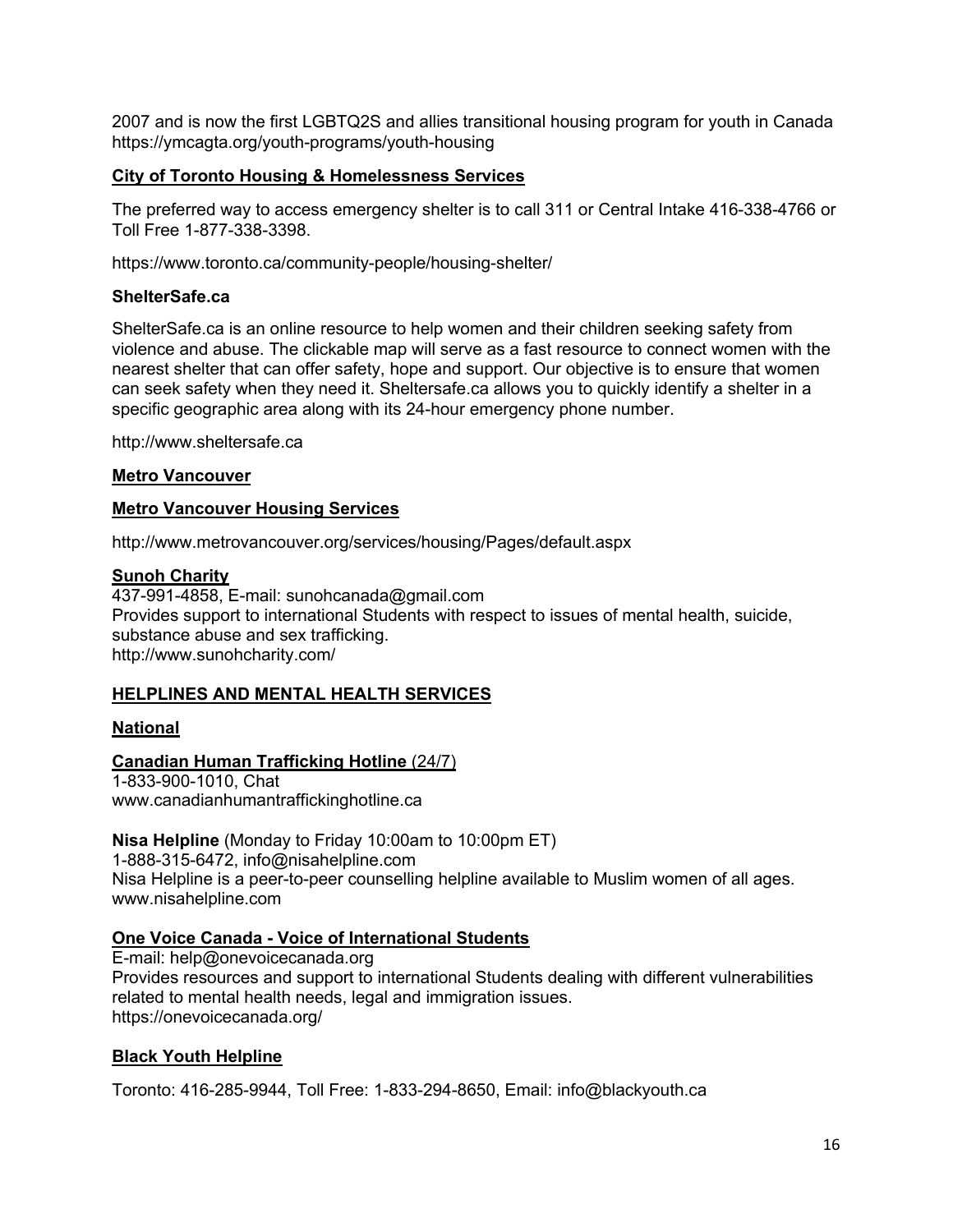2007 and is now the first LGBTQ2S and allies transitional housing program for youth in Canada https://ymcagta.org/youth-programs/youth-housing

**City of Toronto Housing & Homelessness Services**

The preferred way to access emergency shelter is to call 311 or Central Intake 416-338-4766 or Toll Free 1-877-338-3398.

https://www.toronto.ca/community-people/housing-shelter/

**ShelterSafe.ca**

ShelterSafe.ca is an online resource to help women and their children seeking safety from violence and abuse. The clickable map will serve as a fast resource to connect women with the nearest shelter that can offer safety, hope and support. Our objective is to ensure that women can seek safety when they need it. Sheltersafe.ca allows you to quickly identify a shelter in a specific geographic area along with its 24-hour emergency phone number.

http://www.sheltersafe.ca

**Metro Vancouver**

**Metro Vancouver Housing Services**

http://www.metrovancouver.org/services/housing/Pages/default.aspx

**Sunoh Charity**
437-991-4858, E-mail: sunohcanada@gmail.com
Provides support to international Students with respect to issues of mental health, suicide, substance abuse and sex trafficking.
http://www.sunohcharity.com/

## HELPLINES AND MENTAL HEALTH SERVICES

### National

**Canadian Human Trafficking Hotline** (24/7)
1-833-900-1010, Chat
www.canadianhumantraffickinghotline.ca

**Nisa Helpline** (Monday to Friday 10:00am to 10:00pm ET)
1-888-315-6472, info@nisahelpline.com
Nisa Helpline is a peer-to-peer counselling helpline available to Muslim women of all ages.
www.nisahelpline.com

**One Voice Canada - Voice of International Students**
E-mail: help@onevoicecanada.org
Provides resources and support to international Students dealing with different vulnerabilities related to mental health needs, legal and immigration issues.
https://onevoicecanada.org/

**Black Youth Helpline**

Toronto: 416-285-9944, Toll Free: 1-833-294-8650, Email: info@blackyouth.ca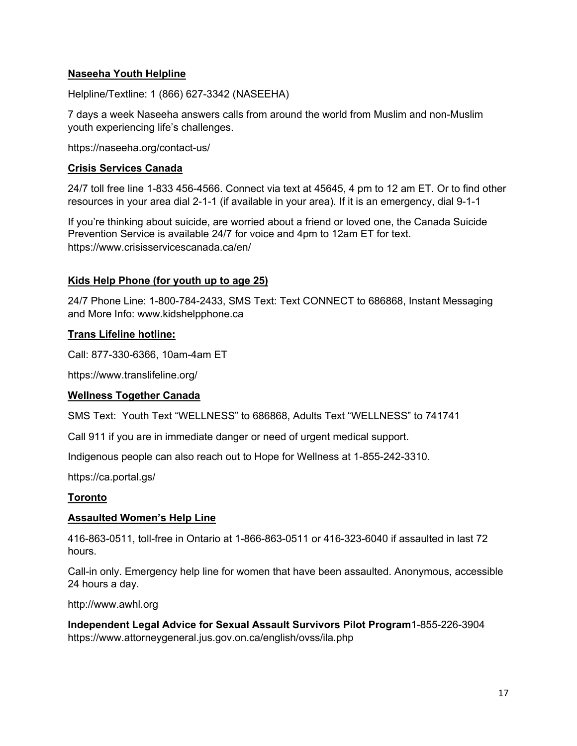**Naseeha Youth Helpline**

Helpline/Textline: 1 (866) 627-3342 (NASEEHA)

7 days a week Naseeha answers calls from around the world from Muslim and non-Muslim youth experiencing life's challenges.

https://naseeha.org/contact-us/

**Crisis Services Canada**

24/7 toll free line 1-833 456-4566. Connect via text at 45645, 4 pm to 12 am ET. Or to find other resources in your area dial 2-1-1 (if available in your area). If it is an emergency, dial 9-1-1

If you're thinking about suicide, are worried about a friend or loved one, the Canada Suicide Prevention Service is available 24/7 for voice and 4pm to 12am ET for text. https://www.crisisservicescanada.ca/en/

**Kids Help Phone (for youth up to age 25)**

24/7 Phone Line: 1-800-784-2433, SMS Text: Text CONNECT to 686868, Instant Messaging and More Info: www.kidshelpphone.ca

**Trans Lifeline hotline:**

Call: 877-330-6366, 10am-4am ET

https://www.translifeline.org/

**Wellness Together Canada**

SMS Text: Youth Text "WELLNESS" to 686868, Adults Text "WELLNESS" to 741741

Call 911 if you are in immediate danger or need of urgent medical support.

Indigenous people can also reach out to Hope for Wellness at 1-855-242-3310.

https://ca.portal.gs/

**Toronto**

**Assaulted Women's Help Line**

416-863-0511, toll-free in Ontario at 1-866-863-0511 or 416-323-6040 if assaulted in last 72 hours.

Call-in only. Emergency help line for women that have been assaulted. Anonymous, accessible 24 hours a day.

http://www.awhl.org

**Independent Legal Advice for Sexual Assault Survivors Pilot Program** 1-855-226-3904 https://www.attorneygeneral.jus.gov.on.ca/english/ovss/ila.php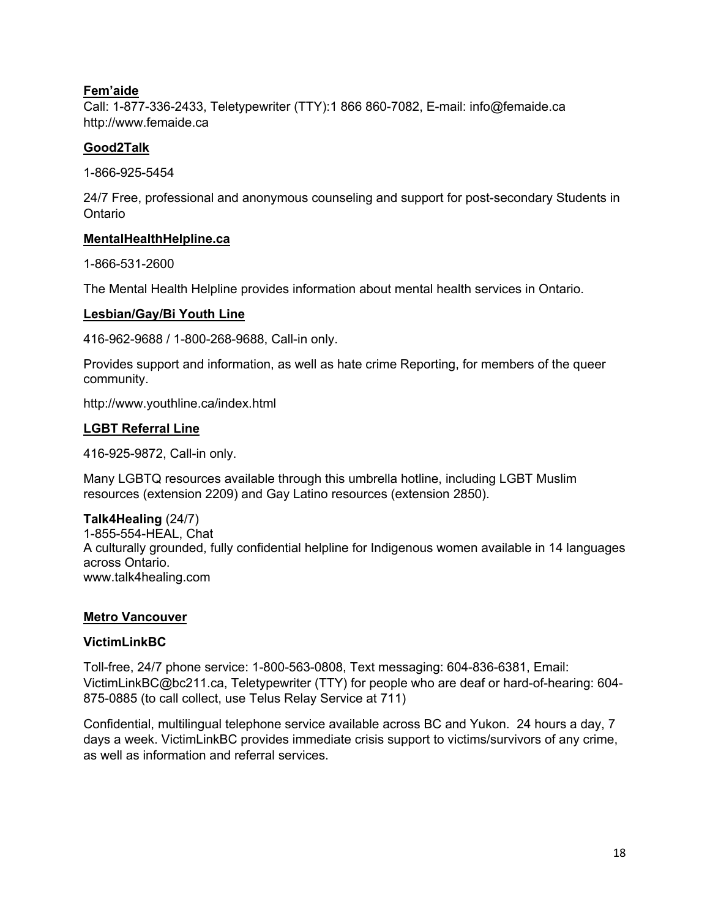**Fem'aide**

Call: 1-877-336-2433, Teletypewriter (TTY):1 866 860-7082, E-mail: info@femaide.ca
http://www.femaide.ca

**Good2Talk**

1-866-925-5454

24/7 Free, professional and anonymous counseling and support for post-secondary Students in Ontario

**MentalHealthHelpline.ca**

1-866-531-2600

The Mental Health Helpline provides information about mental health services in Ontario.

**Lesbian/Gay/Bi Youth Line**

416-962-9688 / 1-800-268-9688, Call-in only.

Provides support and information, as well as hate crime Reporting, for members of the queer community.

http://www.youthline.ca/index.html

**LGBT Referral Line**

416-925-9872, Call-in only.

Many LGBTQ resources available through this umbrella hotline, including LGBT Muslim resources (extension 2209) and Gay Latino resources (extension 2850).

**Talk4Healing** (24/7)
1-855-554-HEAL, Chat
A culturally grounded, fully confidential helpline for Indigenous women available in 14 languages across Ontario.
www.talk4healing.com

## Metro Vancouver

**VictimLinkBC**

Toll-free, 24/7 phone service: 1-800-563-0808, Text messaging: 604-836-6381, Email: VictimLinkBC@bc211.ca, Teletypewriter (TTY) for people who are deaf or hard-of-hearing: 604-875-0885 (to call collect, use Telus Relay Service at 711)

Confidential, multilingual telephone service available across BC and Yukon. 24 hours a day, 7 days a week. VictimLinkBC provides immediate crisis support to victims/survivors of any crime, as well as information and referral services.